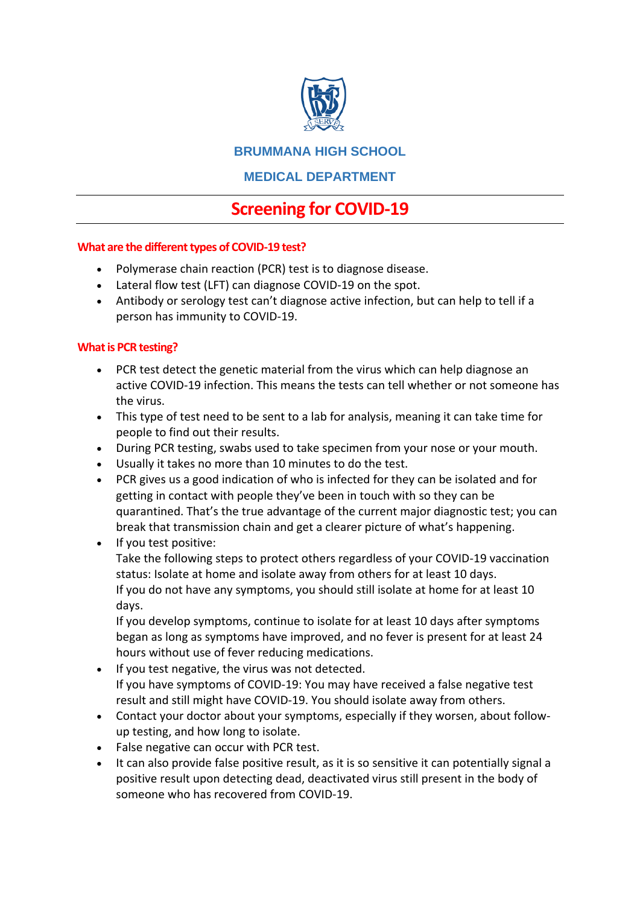BRUMMANA HIGH SCHOOL

MEDICAL DEPARTMENT

# Screening for COVID-19

## What are the different types of COVID-19 test?

- Polymerase chain reaction (PCR) test is to diagnose disease.
- Lateral flow test (LFT) can diagnose COVID-19 on the spot.
- Antibody or serology test can't diagnose active infection, but can help to tell if a person has immunity to COVID-19.

## What is PCR testing?

- PCR test detect the genetic material from the virus which can help diagnose an active COVID-19 infection. This means the tests can tell whether or not someone has the virus.
- This type of test need to be sent to a lab for analysis, meaning it can take time for people to find out their results.
- During PCR testing, swabs used to take specimen from your nose or your mouth.
- Usually it takes no more than 10 minutes to do the test.
- PCR gives us a good indication of who is infected for they can be isolated and for getting in contact with people they've been in touch with so they can be quarantined. That's the true advantage of the current major diagnostic test; you can break that transmission chain and get a clearer picture of what's happening.
- If you test positive:
  Take the following steps to protect others regardless of your COVID-19 vaccination status: Isolate at home and isolate away from others for at least 10 days.
  If you do not have any symptoms, you should still isolate at home for at least 10 days.
  If you develop symptoms, continue to isolate for at least 10 days after symptoms began as long as symptoms have improved, and no fever is present for at least 24 hours without use of fever reducing medications.
- If you test negative, the virus was not detected.
  If you have symptoms of COVID-19: You may have received a false negative test result and still might have COVID-19. You should isolate away from others.
- Contact your doctor about your symptoms, especially if they worsen, about follow-up testing, and how long to isolate.
- False negative can occur with PCR test.
- It can also provide false positive result, as it is so sensitive it can potentially signal a positive result upon detecting dead, deactivated virus still present in the body of someone who has recovered from COVID-19.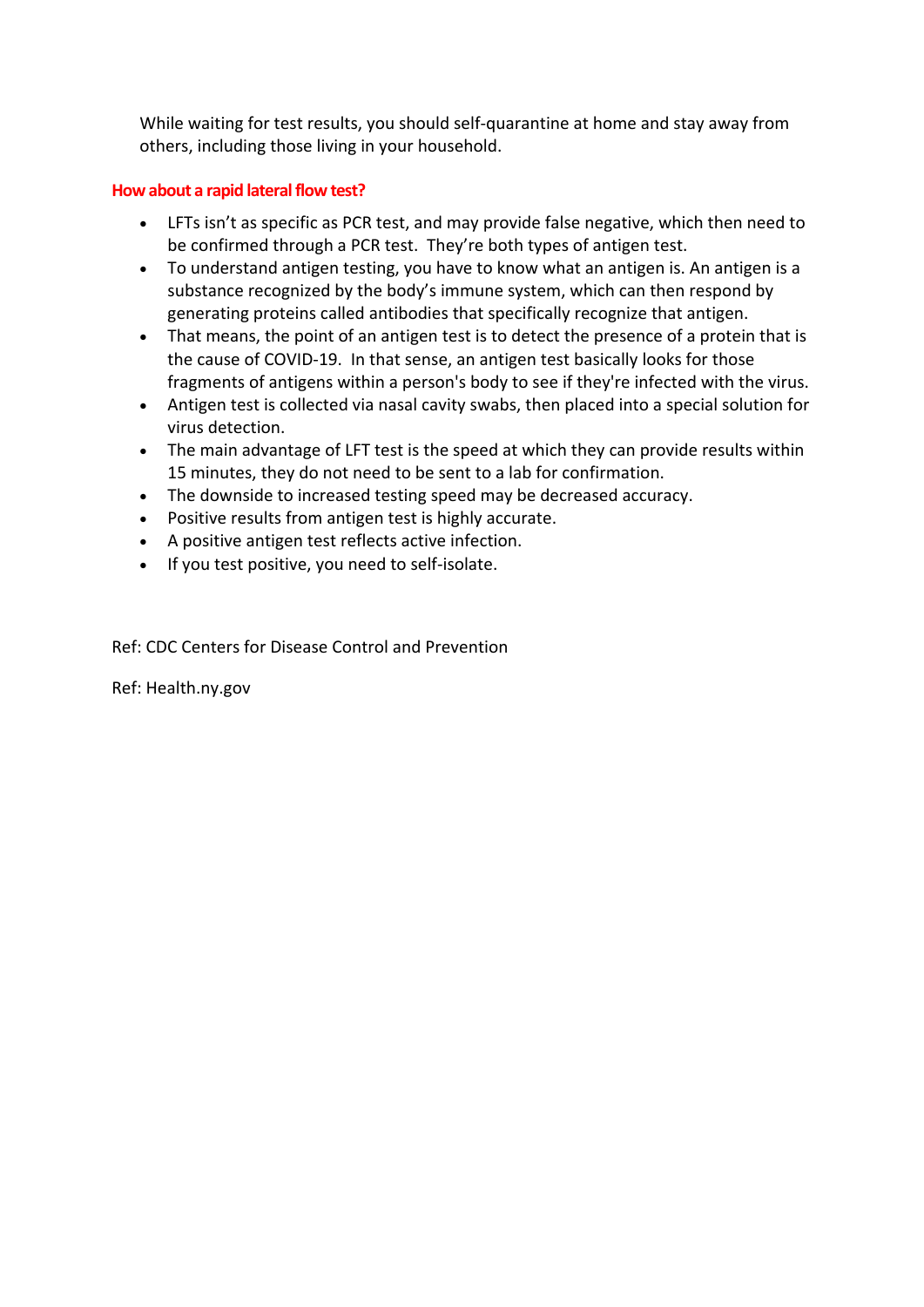While waiting for test results, you should self-quarantine at home and stay away from others, including those living in your household.

**How about a rapid lateral flow test?**

- LFTs isn't as specific as PCR test, and may provide false negative, which then need to be confirmed through a PCR test. They're both types of antigen test.
- To understand antigen testing, you have to know what an antigen is. An antigen is a substance recognized by the body's immune system, which can then respond by generating proteins called antibodies that specifically recognize that antigen.
- That means, the point of an antigen test is to detect the presence of a protein that is the cause of COVID-19. In that sense, an antigen test basically looks for those fragments of antigens within a person's body to see if they're infected with the virus.
- Antigen test is collected via nasal cavity swabs, then placed into a special solution for virus detection.
- The main advantage of LFT test is the speed at which they can provide results within 15 minutes, they do not need to be sent to a lab for confirmation.
- The downside to increased testing speed may be decreased accuracy.
- Positive results from antigen test is highly accurate.
- A positive antigen test reflects active infection.
- If you test positive, you need to self-isolate.

Ref: CDC Centers for Disease Control and Prevention

Ref: Health.ny.gov